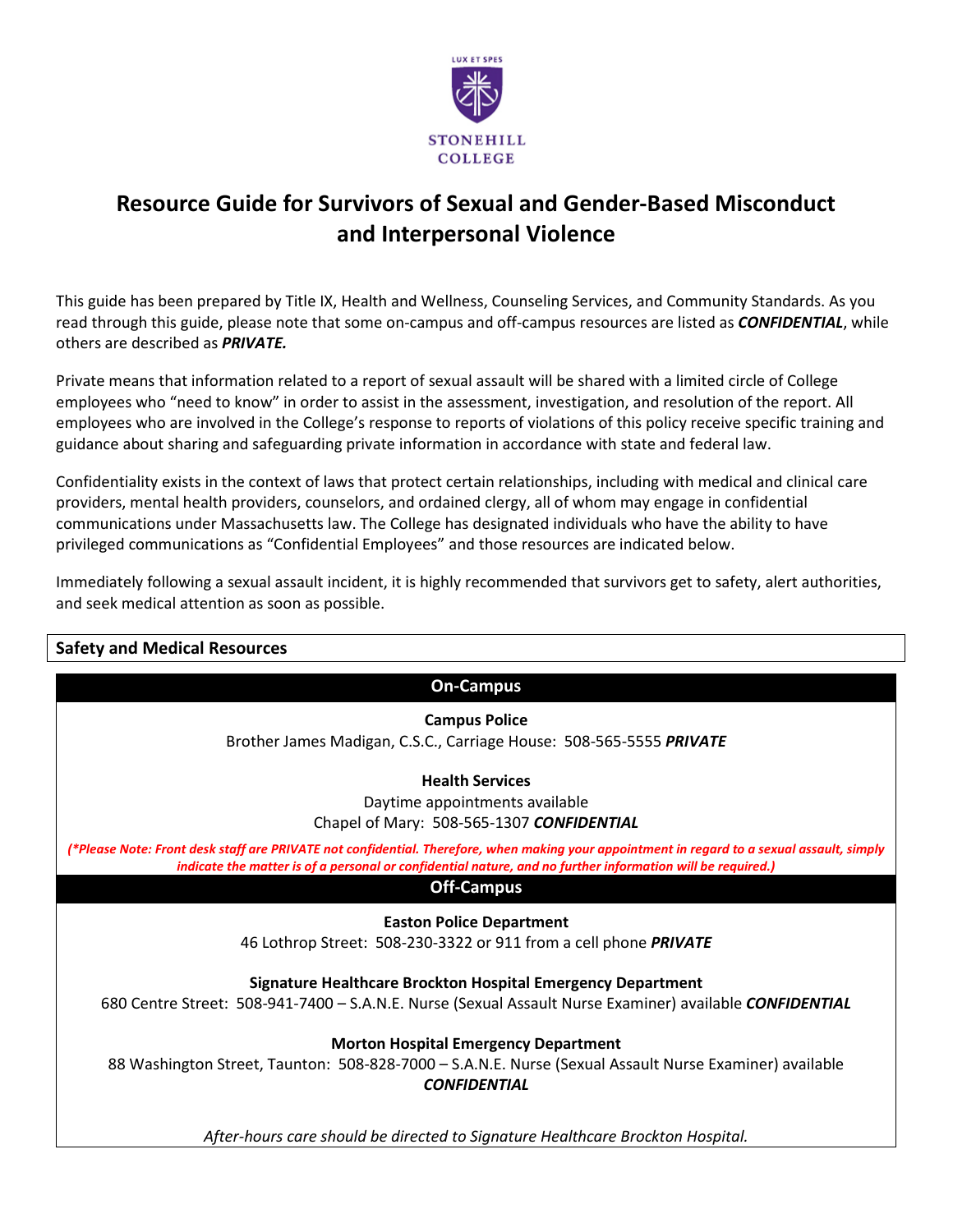LUX ET SPES

STONEHILL COLLEGE

# Resource Guide for Survivors of Sexual and Gender-Based Misconduct and Interpersonal Violence

This guide has been prepared by Title IX, Health and Wellness, Counseling Services, and Community Standards. As you read through this guide, please note that some on-campus and off-campus resources are listed as ***CONFIDENTIAL***, while others are described as ***PRIVATE.***

Private means that information related to a report of sexual assault will be shared with a limited circle of College employees who "need to know" in order to assist in the assessment, investigation, and resolution of the report. All employees who are involved in the College's response to reports of violations of this policy receive specific training and guidance about sharing and safeguarding private information in accordance with state and federal law.

Confidentiality exists in the context of laws that protect certain relationships, including with medical and clinical care providers, mental health providers, counselors, and ordained clergy, all of whom may engage in confidential communications under Massachusetts law. The College has designated individuals who have the ability to have privileged communications as "Confidential Employees" and those resources are indicated below.

Immediately following a sexual assault incident, it is highly recommended that survivors get to safety, alert authorities, and seek medical attention as soon as possible.

## Safety and Medical Resources

### On-Campus

**Campus Police**
Brother James Madigan, C.S.C., Carriage House: 508-565-5555 ***PRIVATE***

**Health Services**
Daytime appointments available
Chapel of Mary: 508-565-1307 ***CONFIDENTIAL***

***(\*Please Note: Front desk staff are PRIVATE not confidential. Therefore, when making your appointment in regard to a sexual assault, simply indicate the matter is of a personal or confidential nature, and no further information will be required.)***

### Off-Campus

**Easton Police Department**
46 Lothrop Street: 508-230-3322 or 911 from a cell phone ***PRIVATE***

**Signature Healthcare Brockton Hospital Emergency Department**
680 Centre Street: 508-941-7400 – S.A.N.E. Nurse (Sexual Assault Nurse Examiner) available ***CONFIDENTIAL***

**Morton Hospital Emergency Department**
88 Washington Street, Taunton: 508-828-7000 – S.A.N.E. Nurse (Sexual Assault Nurse Examiner) available ***CONFIDENTIAL***

*After-hours care should be directed to Signature Healthcare Brockton Hospital.*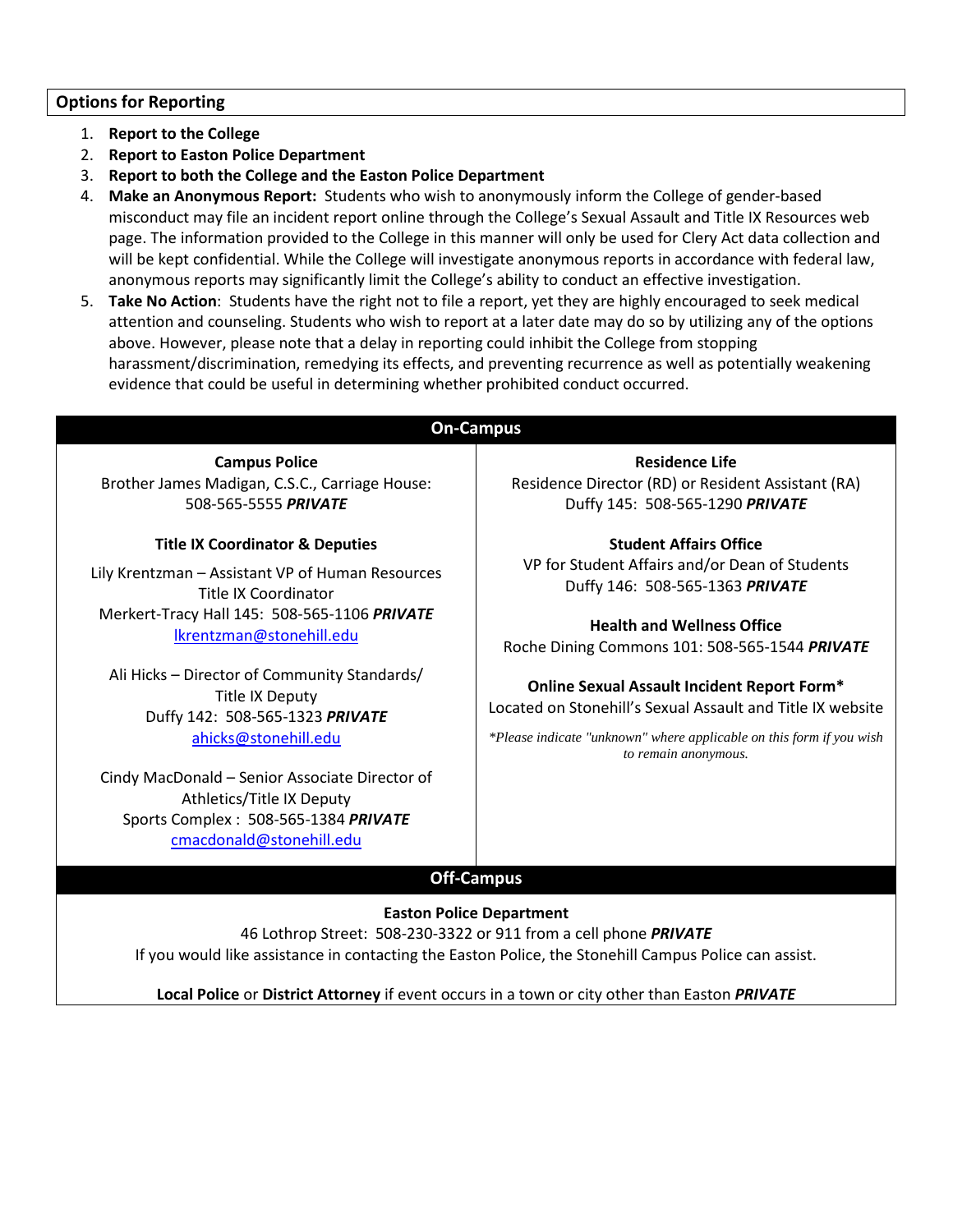## Options for Reporting

1. **Report to the College**
2. **Report to Easton Police Department**
3. **Report to both the College and the Easton Police Department**
4. **Make an Anonymous Report:** Students who wish to anonymously inform the College of gender-based misconduct may file an incident report online through the College's Sexual Assault and Title IX Resources web page. The information provided to the College in this manner will only be used for Clery Act data collection and will be kept confidential. While the College will investigate anonymous reports in accordance with federal law, anonymous reports may significantly limit the College's ability to conduct an effective investigation.
5. **Take No Action**: Students have the right not to file a report, yet they are highly encouraged to seek medical attention and counseling. Students who wish to report at a later date may do so by utilizing any of the options above. However, please note that a delay in reporting could inhibit the College from stopping harassment/discrimination, remedying its effects, and preventing recurrence as well as potentially weakening evidence that could be useful in determining whether prohibited conduct occurred.

| On-Campus | |
|---|---|
| **Campus Police**<br>Brother James Madigan, C.S.C., Carriage House: 508-565-5555 ***PRIVATE*** | **Residence Life**<br>Residence Director (RD) or Resident Assistant (RA)<br>Duffy 145: 508-565-1290 ***PRIVATE*** |
| **Title IX Coordinator & Deputies**<br>Lily Krentzman – Assistant VP of Human Resources<br>Title IX Coordinator<br>Merkert-Tracy Hall 145: 508-565-1106 ***PRIVATE***<br>lkrentzman@stonehill.edu<br><br>Ali Hicks – Director of Community Standards/ Title IX Deputy<br>Duffy 142: 508-565-1323 ***PRIVATE***<br>ahicks@stonehill.edu<br><br>Cindy MacDonald – Senior Associate Director of Athletics/Title IX Deputy<br>Sports Complex : 508-565-1384 ***PRIVATE***<br>cmacdonald@stonehill.edu | **Student Affairs Office**<br>VP for Student Affairs and/or Dean of Students<br>Duffy 146: 508-565-1363 ***PRIVATE***<br><br>**Health and Wellness Office**<br>Roche Dining Commons 101: 508-565-1544 ***PRIVATE***<br><br>**Online Sexual Assault Incident Report Form***<br>Located on Stonehill's Sexual Assault and Title IX website<br><br>**Please indicate "unknown" where applicable on this form if you wish to remain anonymous.* |

| Off-Campus |
|---|
| **Easton Police Department**<br>46 Lothrop Street: 508-230-3322 or 911 from a cell phone ***PRIVATE***<br>If you would like assistance in contacting the Easton Police, the Stonehill Campus Police can assist.<br><br>**Local Police** or **District Attorney** if event occurs in a town or city other than Easton ***PRIVATE*** |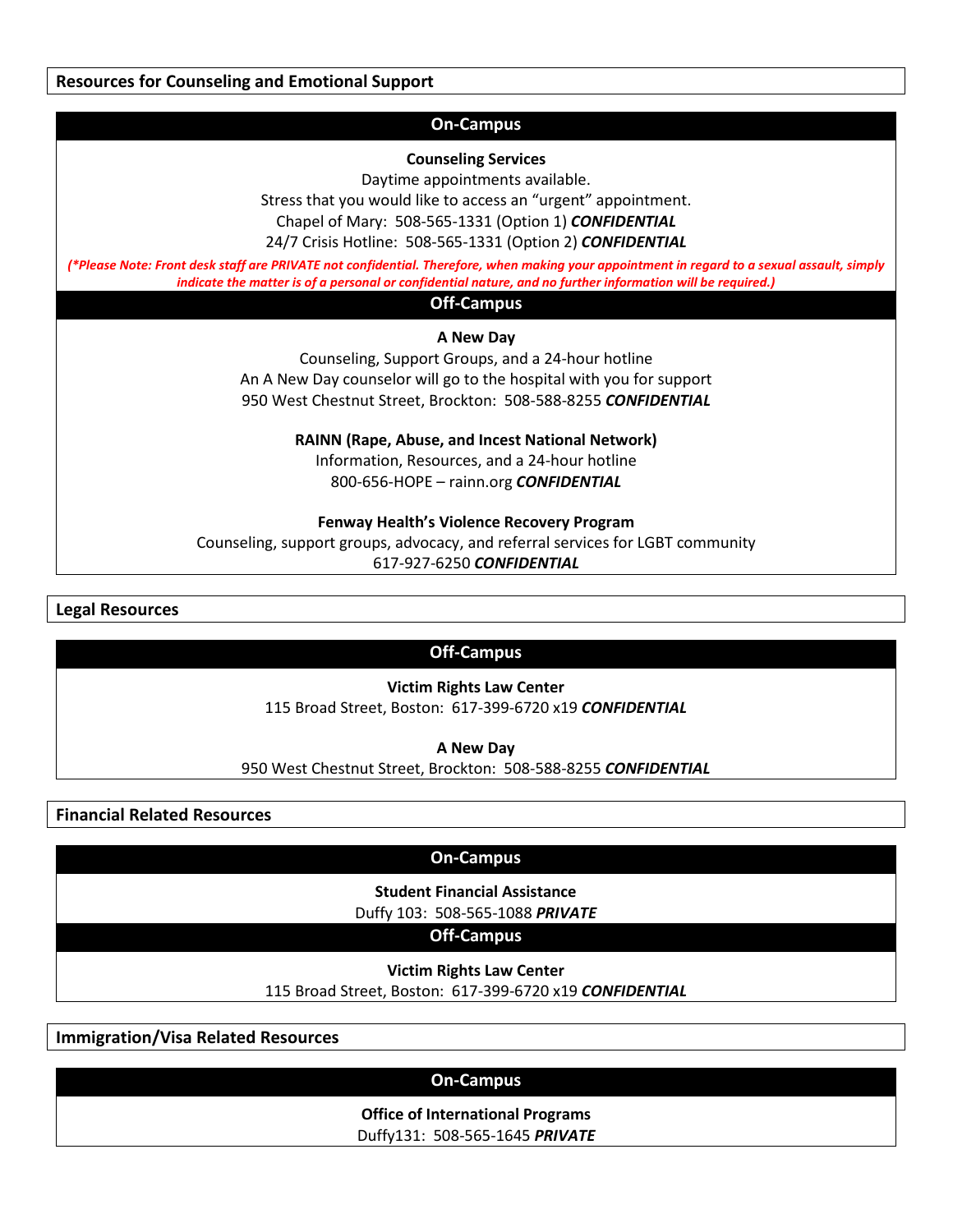## Resources for Counseling and Emotional Support

### On-Campus

**Counseling Services**

Daytime appointments available.

Stress that you would like to access an "urgent" appointment.

Chapel of Mary: 508-565-1331 (Option 1) ***CONFIDENTIAL***

24/7 Crisis Hotline: 508-565-1331 (Option 2) ***CONFIDENTIAL***

***(\*Please Note: Front desk staff are PRIVATE not confidential. Therefore, when making your appointment in regard to a sexual assault, simply indicate the matter is of a personal or confidential nature, and no further information will be required.)***

### Off-Campus

**A New Day**

Counseling, Support Groups, and a 24-hour hotline

An A New Day counselor will go to the hospital with you for support

950 West Chestnut Street, Brockton: 508-588-8255 ***CONFIDENTIAL***

**RAINN (Rape, Abuse, and Incest National Network)**

Information, Resources, and a 24-hour hotline

800-656-HOPE – rainn.org ***CONFIDENTIAL***

**Fenway Health's Violence Recovery Program**

Counseling, support groups, advocacy, and referral services for LGBT community

617-927-6250 ***CONFIDENTIAL***

## Legal Resources

### Off-Campus

**Victim Rights Law Center**

115 Broad Street, Boston: 617-399-6720 x19 ***CONFIDENTIAL***

**A New Day**

950 West Chestnut Street, Brockton: 508-588-8255 ***CONFIDENTIAL***

## Financial Related Resources

### On-Campus

**Student Financial Assistance**

Duffy 103: 508-565-1088 ***PRIVATE***

### Off-Campus

**Victim Rights Law Center**

115 Broad Street, Boston: 617-399-6720 x19 ***CONFIDENTIAL***

## Immigration/Visa Related Resources

### On-Campus

**Office of International Programs**

Duffy131: 508-565-1645 ***PRIVATE***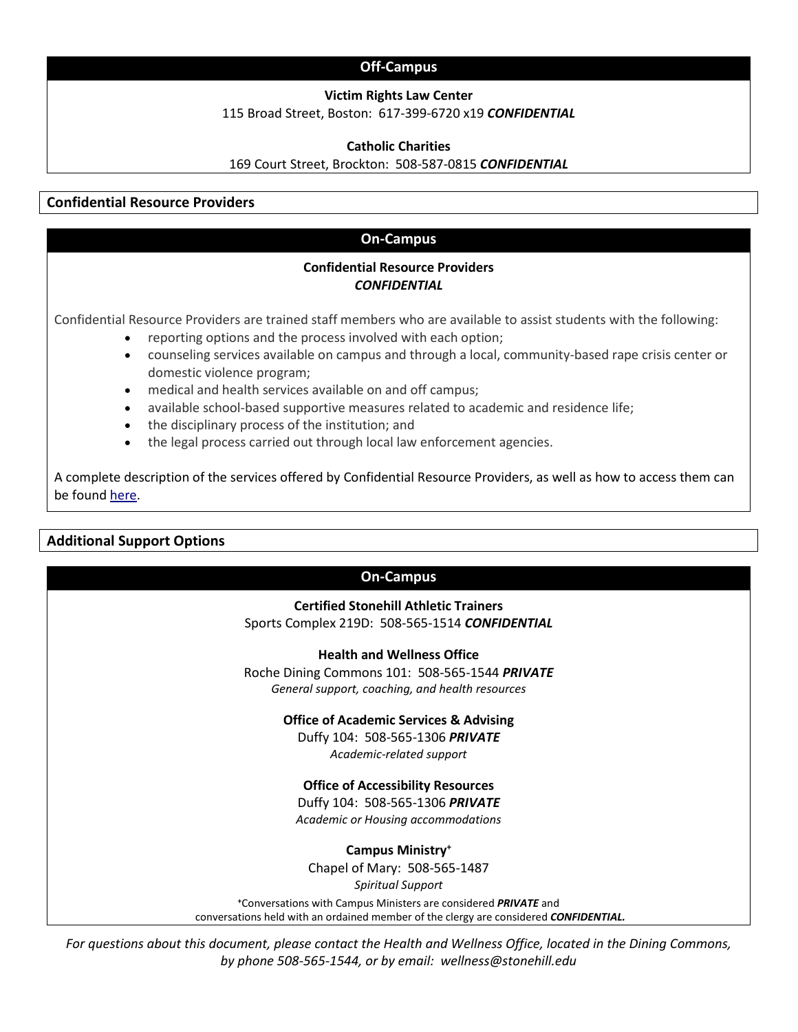## Off-Campus

**Victim Rights Law Center**
115 Broad Street, Boston: 617-399-6720 x19 ***CONFIDENTIAL***

**Catholic Charities**
169 Court Street, Brockton: 508-587-0815 ***CONFIDENTIAL***

# Confidential Resource Providers

## On-Campus

**Confidential Resource Providers**
***CONFIDENTIAL***

Confidential Resource Providers are trained staff members who are available to assist students with the following:

- reporting options and the process involved with each option;
- counseling services available on campus and through a local, community-based rape crisis center or domestic violence program;
- medical and health services available on and off campus;
- available school-based supportive measures related to academic and residence life;
- the disciplinary process of the institution; and
- the legal process carried out through local law enforcement agencies.

A complete description of the services offered by Confidential Resource Providers, as well as how to access them can be found here.

# Additional Support Options

## On-Campus

**Certified Stonehill Athletic Trainers**
Sports Complex 219D: 508-565-1514 ***CONFIDENTIAL***

**Health and Wellness Office**
Roche Dining Commons 101: 508-565-1544 ***PRIVATE***
*General support, coaching, and health resources*

**Office of Academic Services & Advising**
Duffy 104: 508-565-1306 ***PRIVATE***
*Academic-related support*

**Office of Accessibility Resources**
Duffy 104: 508-565-1306 ***PRIVATE***
*Academic or Housing accommodations*

**Campus Ministry⁺**
Chapel of Mary: 508-565-1487
*Spiritual Support*

⁺Conversations with Campus Ministers are considered ***PRIVATE*** and conversations held with an ordained member of the clergy are considered ***CONFIDENTIAL.***

*For questions about this document, please contact the Health and Wellness Office, located in the Dining Commons, by phone 508-565-1544, or by email: wellness@stonehill.edu*